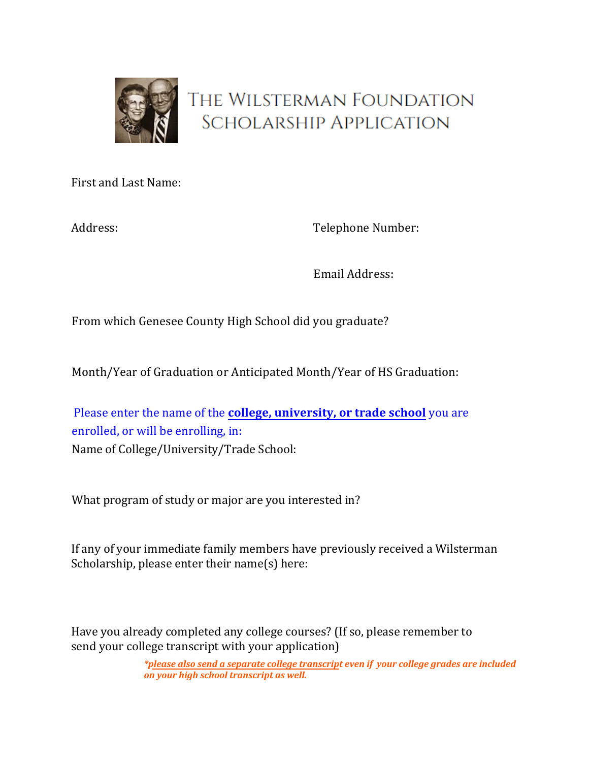# The Wilsterman Foundation Scholarship Application

First and Last Name:

Address:

Telephone Number:

Email Address:

From which Genesee County High School did you graduate?

Month/Year of Graduation or Anticipated Month/Year of HS Graduation:

Please enter the name of the **college, university, or trade school** you are enrolled, or will be enrolling, in:

Name of College/University/Trade School:

What program of study or major are you interested in?

If any of your immediate family members have previously received a Wilsterman Scholarship, please enter their name(s) here:

Have you already completed any college courses? (If so, please remember to send your college transcript with your application)

***please also send a separate college transcript** even if your college grades are included on your high school transcript as well.*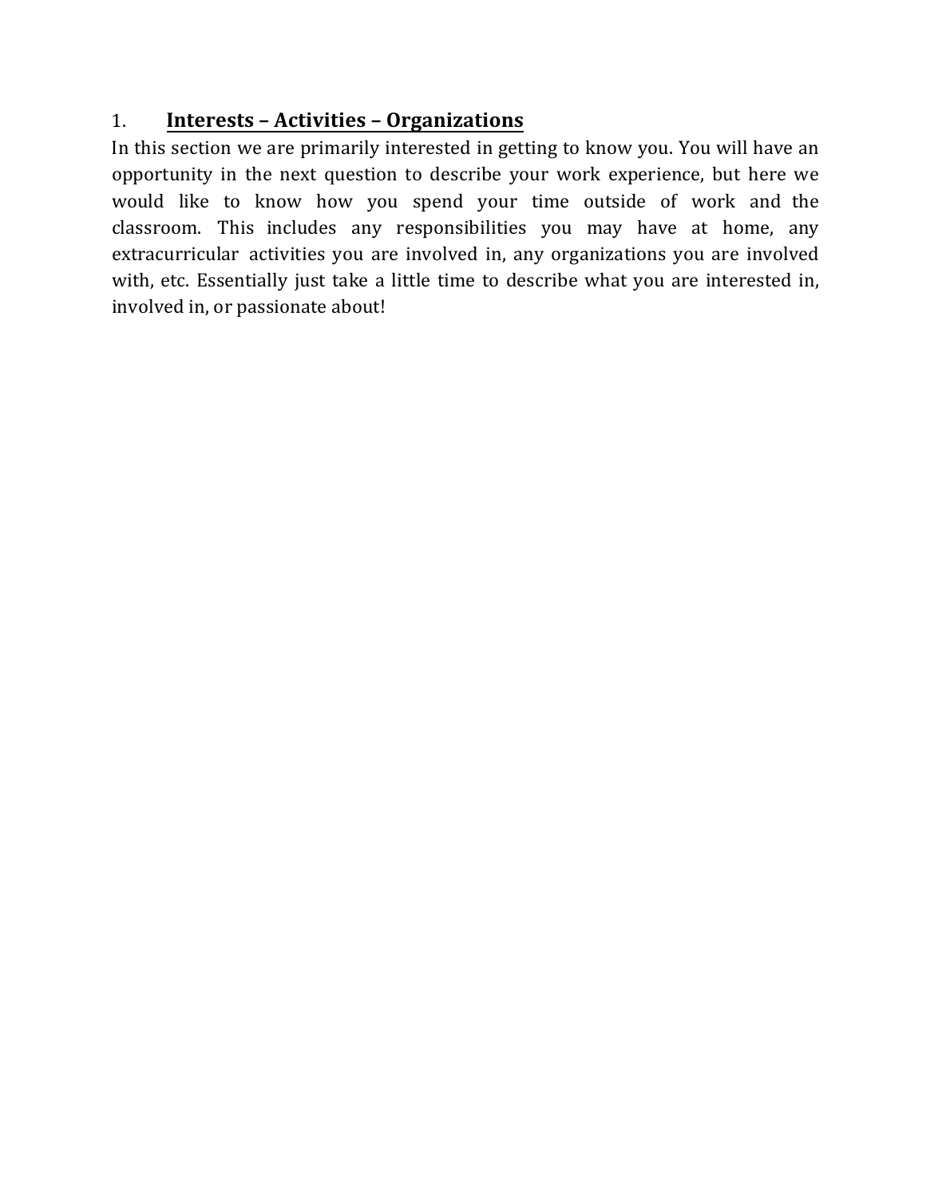## 1. **<u>Interests – Activities – Organizations</u>**

In this section we are primarily interested in getting to know you. You will have an opportunity in the next question to describe your work experience, but here we would like to know how you spend your time outside of work and the classroom. This includes any responsibilities you may have at home, any extracurricular activities you are involved in, any organizations you are involved with, etc. Essentially just take a little time to describe what you are interested in, involved in, or passionate about!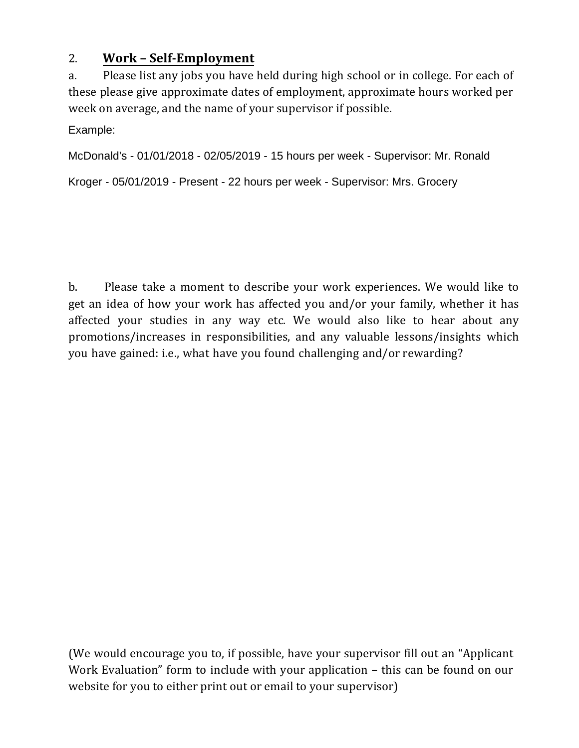## 2. **Work – Self-Employment**

a. Please list any jobs you have held during high school or in college. For each of these please give approximate dates of employment, approximate hours worked per week on average, and the name of your supervisor if possible.

Example:

McDonald's - 01/01/2018 - 02/05/2019 - 15 hours per week - Supervisor: Mr. Ronald

Kroger - 05/01/2019 - Present - 22 hours per week - Supervisor: Mrs. Grocery

b. Please take a moment to describe your work experiences. We would like to get an idea of how your work has affected you and/or your family, whether it has affected your studies in any way etc. We would also like to hear about any promotions/increases in responsibilities, and any valuable lessons/insights which you have gained: i.e., what have you found challenging and/or rewarding?

(We would encourage you to, if possible, have your supervisor fill out an "Applicant Work Evaluation" form to include with your application – this can be found on our website for you to either print out or email to your supervisor)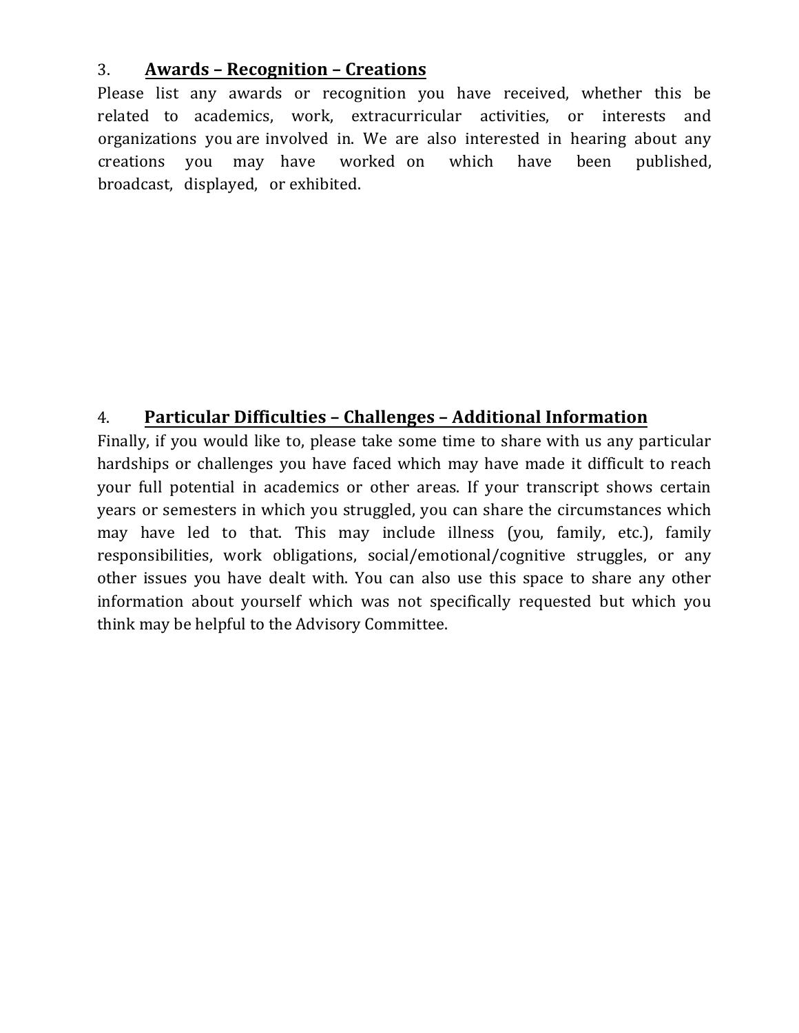## 3. Awards – Recognition – Creations

Please list any awards or recognition you have received, whether this be related to academics, work, extracurricular activities, or interests and organizations you are involved in. We are also interested in hearing about any creations you may have worked on which have been published, broadcast, displayed, or exhibited.

## 4. Particular Difficulties – Challenges – Additional Information

Finally, if you would like to, please take some time to share with us any particular hardships or challenges you have faced which may have made it difficult to reach your full potential in academics or other areas. If your transcript shows certain years or semesters in which you struggled, you can share the circumstances which may have led to that. This may include illness (you, family, etc.), family responsibilities, work obligations, social/emotional/cognitive struggles, or any other issues you have dealt with. You can also use this space to share any other information about yourself which was not specifically requested but which you think may be helpful to the Advisory Committee.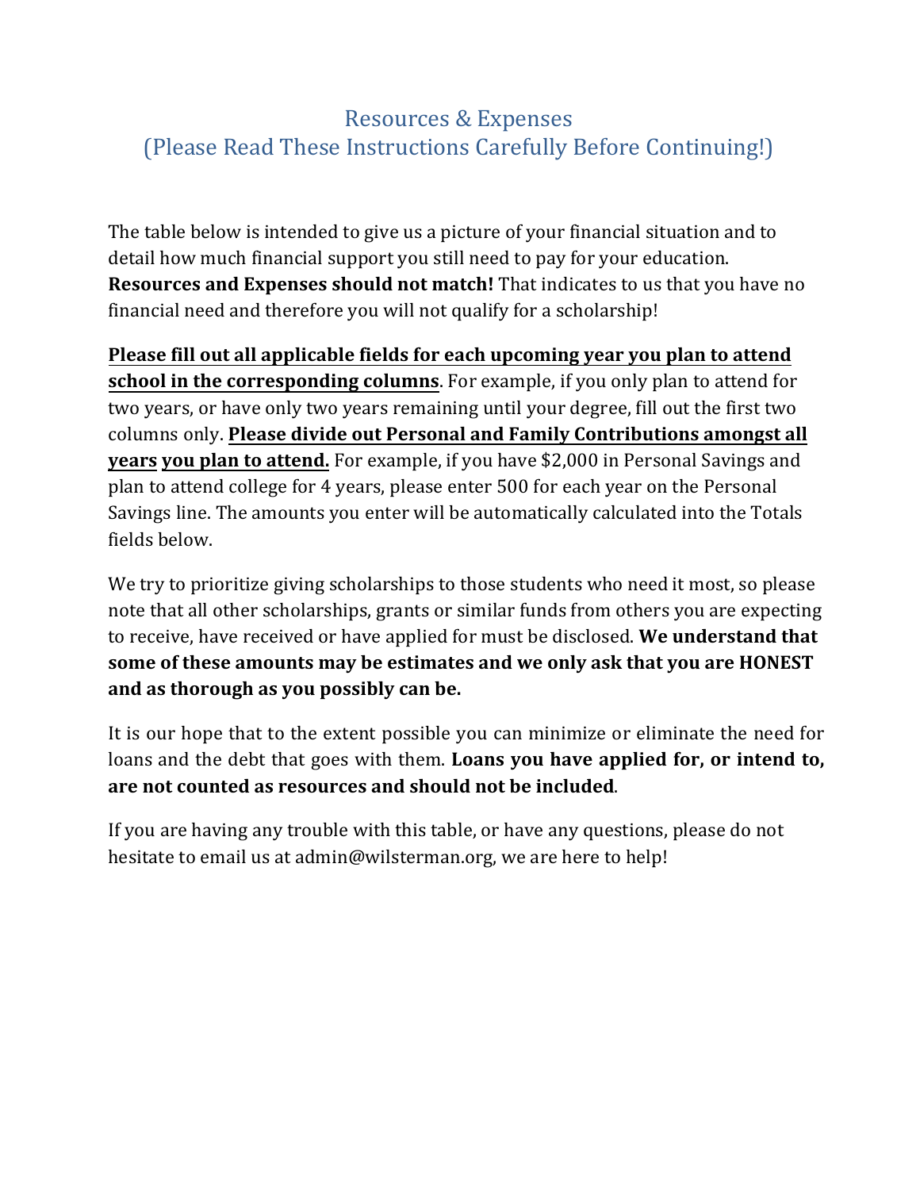## Resources & Expenses
## (Please Read These Instructions Carefully Before Continuing!)

The table below is intended to give us a picture of your financial situation and to detail how much financial support you still need to pay for your education. **Resources and Expenses should not match!** That indicates to us that you have no financial need and therefore you will not qualify for a scholarship!

**<u>Please fill out all applicable fields for each upcoming year you plan to attend school in the corresponding columns</u>**. For example, if you only plan to attend for two years, or have only two years remaining until your degree, fill out the first two columns only. **<u>Please divide out Personal and Family Contributions amongst all years</u> <u>you plan to attend.</u>** For example, if you have $2,000 in Personal Savings and plan to attend college for 4 years, please enter 500 for each year on the Personal Savings line. The amounts you enter will be automatically calculated into the Totals fields below.

We try to prioritize giving scholarships to those students who need it most, so please note that all other scholarships, grants or similar funds from others you are expecting to receive, have received or have applied for must be disclosed. **We understand that some of these amounts may be estimates and we only ask that you are HONEST and as thorough as you possibly can be.**

It is our hope that to the extent possible you can minimize or eliminate the need for loans and the debt that goes with them. **Loans you have applied for, or intend to, are not counted as resources and should not be included**.

If you are having any trouble with this table, or have any questions, please do not hesitate to email us at admin@wilsterman.org, we are here to help!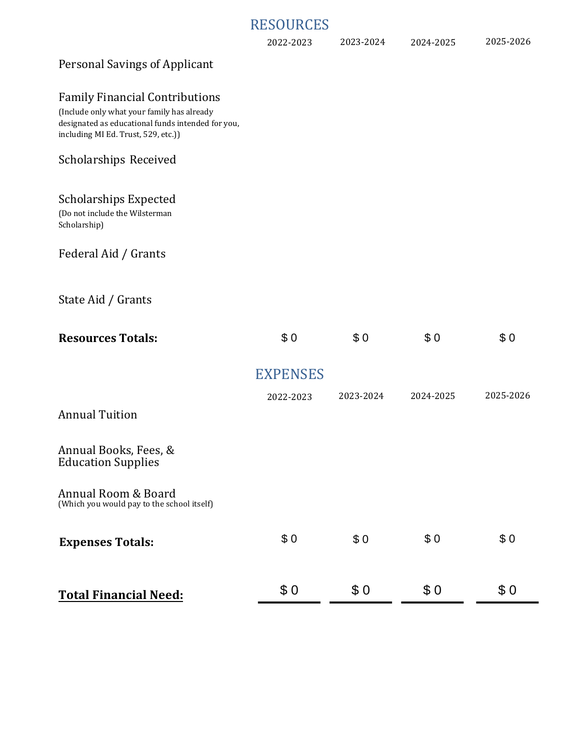## RESOURCES

| | 2022-2023 | 2023-2024 | 2024-2025 | 2025-2026 |
|---|---|---|---|---|
| Personal Savings of Applicant | | | | |
| Family Financial Contributions (Include only what your family has already designated as educational funds intended for you, including MI Ed. Trust, 529, etc.)) | | | | |
| Scholarships Received | | | | |
| Scholarships Expected (Do not include the Wilsterman Scholarship) | | | | |
| Federal Aid / Grants | | | | |
| State Aid / Grants | | | | |
| **Resources Totals:** | $ 0 | $ 0 | $ 0 | $ 0 |

## EXPENSES

| | 2022-2023 | 2023-2024 | 2024-2025 | 2025-2026 |
|---|---|---|---|---|
| Annual Tuition | | | | |
| Annual Books, Fees, & Education Supplies | | | | |
| Annual Room & Board (Which you would pay to the school itself) | | | | |
| **Expenses Totals:** | $ 0 | $ 0 | $ 0 | $ 0 |

| | | | | |
|---|---|---|---|---|
| **Total Financial Need:** | $ 0 | $ 0 | $ 0 | $ 0 |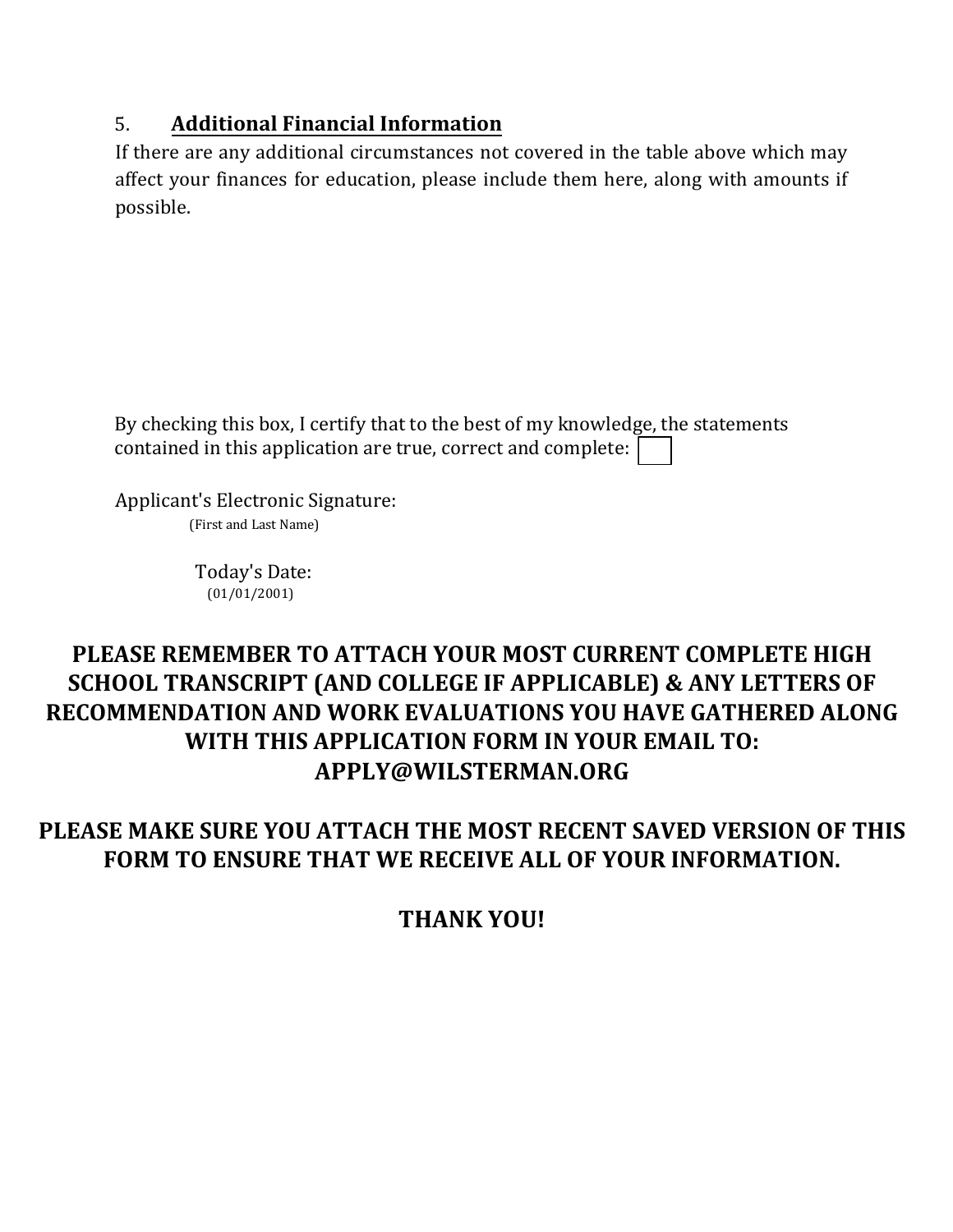5. **Additional Financial Information**

If there are any additional circumstances not covered in the table above which may affect your finances for education, please include them here, along with amounts if possible.

By checking this box, I certify that to the best of my knowledge, the statements contained in this application are true, correct and complete: ☐

Applicant's Electronic Signature:
(First and Last Name)

Today's Date:
(01/01/2001)

**PLEASE REMEMBER TO ATTACH YOUR MOST CURRENT COMPLETE HIGH SCHOOL TRANSCRIPT (AND COLLEGE IF APPLICABLE) & ANY LETTERS OF RECOMMENDATION AND WORK EVALUATIONS YOU HAVE GATHERED ALONG WITH THIS APPLICATION FORM IN YOUR EMAIL TO: APPLY@WILSTERMAN.ORG**

**PLEASE MAKE SURE YOU ATTACH THE MOST RECENT SAVED VERSION OF THIS FORM TO ENSURE THAT WE RECEIVE ALL OF YOUR INFORMATION.**

**THANK YOU!**